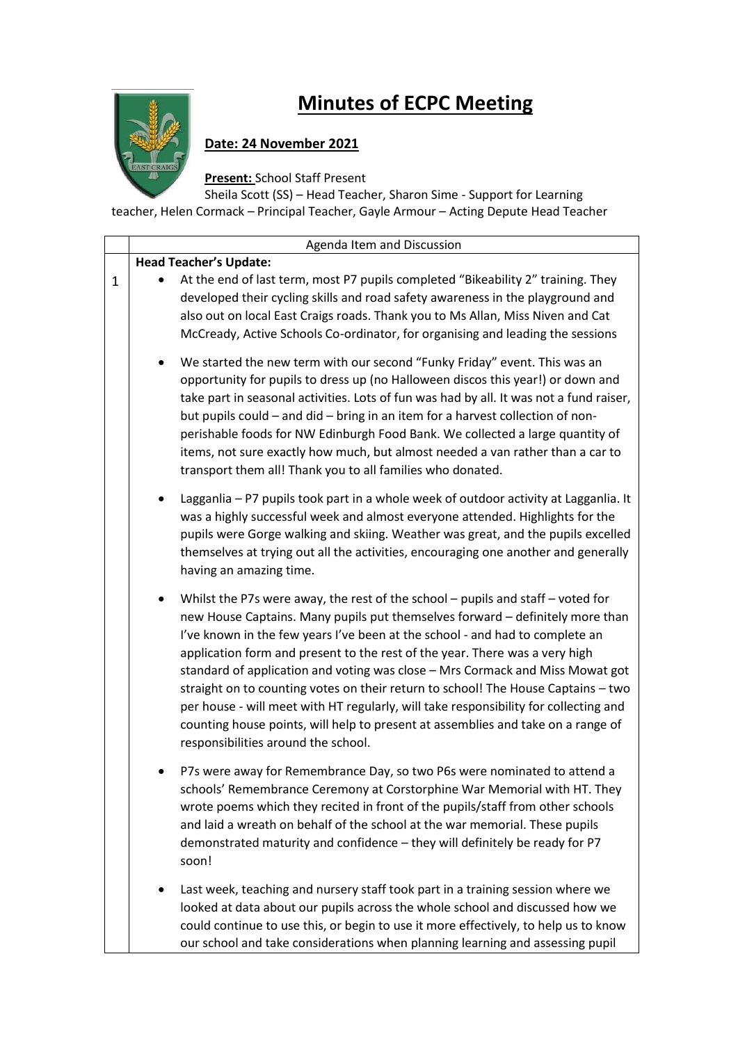# Minutes of ECPC Meeting

**Date: 24 November 2021**

**Present:** School Staff Present
Sheila Scott (SS) – Head Teacher, Sharon Sime - Support for Learning teacher, Helen Cormack – Principal Teacher, Gayle Armour – Acting Depute Head Teacher

| | Agenda Item and Discussion |
|---|---|
| 1 | **Head Teacher's Update:**<br>• At the end of last term, most P7 pupils completed "Bikeability 2" training. They developed their cycling skills and road safety awareness in the playground and also out on local East Craigs roads. Thank you to Ms Allan, Miss Niven and Cat McCready, Active Schools Co-ordinator, for organising and leading the sessions<br>• We started the new term with our second "Funky Friday" event. This was an opportunity for pupils to dress up (no Halloween discos this year!) or down and take part in seasonal activities. Lots of fun was had by all. It was not a fund raiser, but pupils could – and did – bring in an item for a harvest collection of non-perishable foods for NW Edinburgh Food Bank. We collected a large quantity of items, not sure exactly how much, but almost needed a van rather than a car to transport them all! Thank you to all families who donated.<br>• Lagganlia – P7 pupils took part in a whole week of outdoor activity at Lagganlia. It was a highly successful week and almost everyone attended. Highlights for the pupils were Gorge walking and skiing. Weather was great, and the pupils excelled themselves at trying out all the activities, encouraging one another and generally having an amazing time.<br>• Whilst the P7s were away, the rest of the school – pupils and staff – voted for new House Captains. Many pupils put themselves forward – definitely more than I've known in the few years I've been at the school - and had to complete an application form and present to the rest of the year. There was a very high standard of application and voting was close – Mrs Cormack and Miss Mowat got straight on to counting votes on their return to school! The House Captains – two per house - will meet with HT regularly, will take responsibility for collecting and counting house points, will help to present at assemblies and take on a range of responsibilities around the school.<br>• P7s were away for Remembrance Day, so two P6s were nominated to attend a schools' Remembrance Ceremony at Corstorphine War Memorial with HT. They wrote poems which they recited in front of the pupils/staff from other schools and laid a wreath on behalf of the school at the war memorial. These pupils demonstrated maturity and confidence – they will definitely be ready for P7 soon!<br>• Last week, teaching and nursery staff took part in a training session where we looked at data about our pupils across the whole school and discussed how we could continue to use this, or begin to use it more effectively, to help us to know our school and take considerations when planning learning and assessing pupil |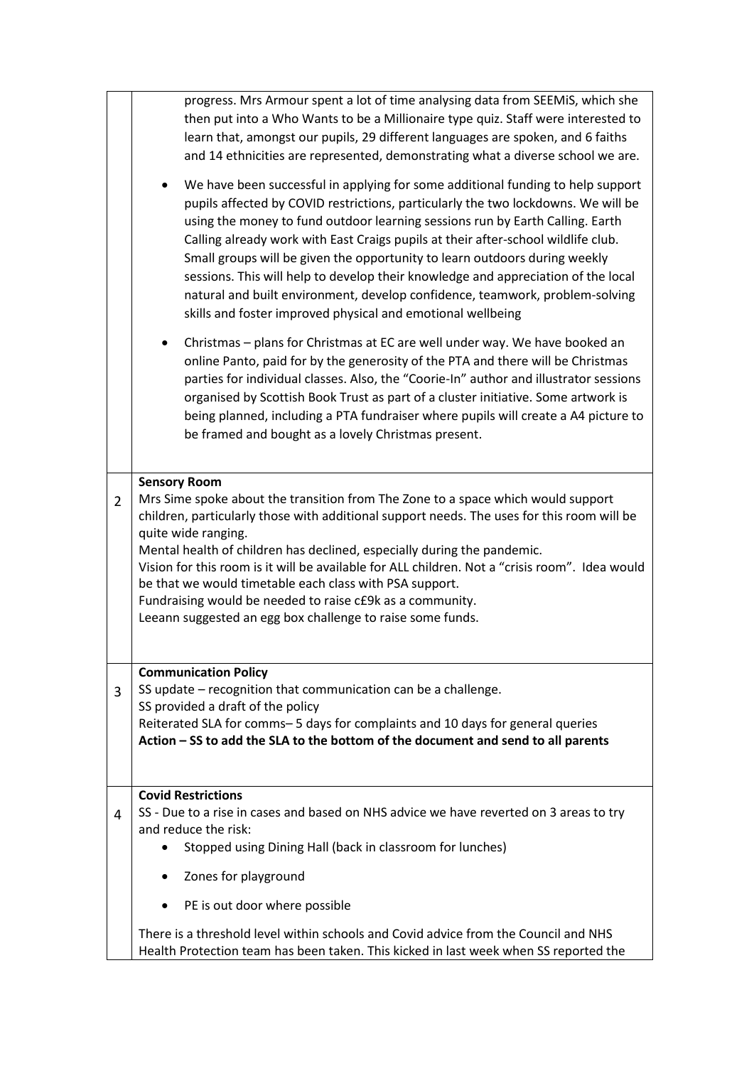| | |
|---|---|
| | progress. Mrs Armour spent a lot of time analysing data from SEEMiS, which she then put into a Who Wants to be a Millionaire type quiz. Staff were interested to learn that, amongst our pupils, 29 different languages are spoken, and 6 faiths and 14 ethnicities are represented, demonstrating what a diverse school we are.<br><br>• We have been successful in applying for some additional funding to help support pupils affected by COVID restrictions, particularly the two lockdowns. We will be using the money to fund outdoor learning sessions run by Earth Calling. Earth Calling already work with East Craigs pupils at their after-school wildlife club. Small groups will be given the opportunity to learn outdoors during weekly sessions. This will help to develop their knowledge and appreciation of the local natural and built environment, develop confidence, teamwork, problem-solving skills and foster improved physical and emotional wellbeing<br><br>• Christmas – plans for Christmas at EC are well under way. We have booked an online Panto, paid for by the generosity of the PTA and there will be Christmas parties for individual classes. Also, the "Coorie-In" author and illustrator sessions organised by Scottish Book Trust as part of a cluster initiative. Some artwork is being planned, including a PTA fundraiser where pupils will create a A4 picture to be framed and bought as a lovely Christmas present. |
| 2 | **Sensory Room**<br>Mrs Sime spoke about the transition from The Zone to a space which would support children, particularly those with additional support needs. The uses for this room will be quite wide ranging.<br>Mental health of children has declined, especially during the pandemic.<br>Vision for this room is it will be available for ALL children. Not a "crisis room". Idea would be that we would timetable each class with PSA support.<br>Fundraising would be needed to raise c£9k as a community.<br>Leeann suggested an egg box challenge to raise some funds. |
| 3 | **Communication Policy**<br>SS update – recognition that communication can be a challenge.<br>SS provided a draft of the policy<br>Reiterated SLA for comms– 5 days for complaints and 10 days for general queries<br>**Action – SS to add the SLA to the bottom of the document and send to all parents** |
| 4 | **Covid Restrictions**<br>SS - Due to a rise in cases and based on NHS advice we have reverted on 3 areas to try and reduce the risk:<br>• Stopped using Dining Hall (back in classroom for lunches)<br>• Zones for playground<br>• PE is out door where possible<br><br>There is a threshold level within schools and Covid advice from the Council and NHS Health Protection team has been taken. This kicked in last week when SS reported the |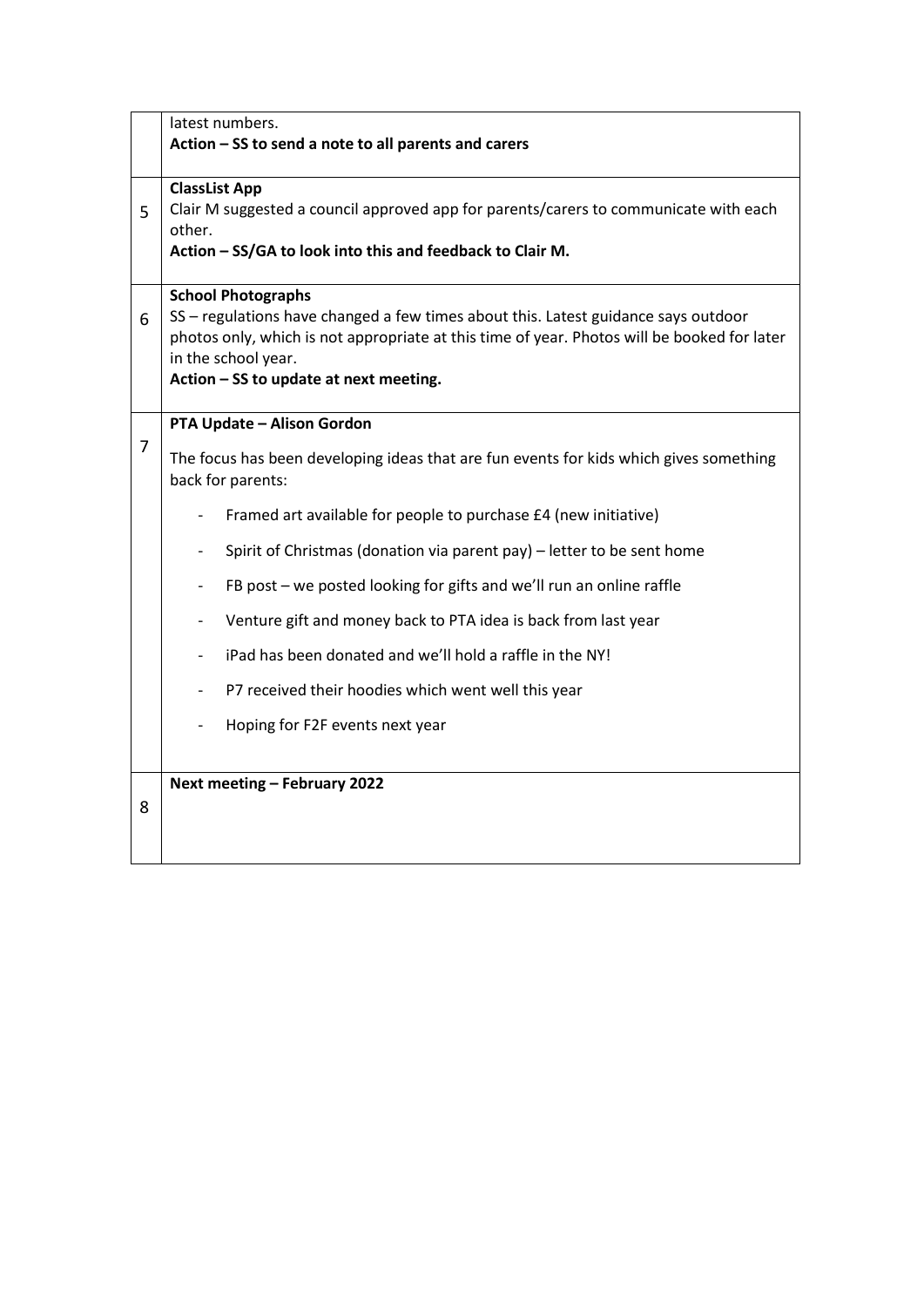| | |
|---|---|
| | latest numbers.<br>**Action – SS to send a note to all parents and carers** |
| 5 | **ClassList App**<br>Clair M suggested a council approved app for parents/carers to communicate with each other.<br>**Action – SS/GA to look into this and feedback to Clair M.** |
| 6 | **School Photographs**<br>SS – regulations have changed a few times about this. Latest guidance says outdoor photos only, which is not appropriate at this time of year. Photos will be booked for later in the school year.<br>**Action – SS to update at next meeting.** |
| 7 | **PTA Update – Alison Gordon**<br>The focus has been developing ideas that are fun events for kids which gives something back for parents:<br>- Framed art available for people to purchase £4 (new initiative)<br>- Spirit of Christmas (donation via parent pay) – letter to be sent home<br>- FB post – we posted looking for gifts and we'll run an online raffle<br>- Venture gift and money back to PTA idea is back from last year<br>- iPad has been donated and we'll hold a raffle in the NY!<br>- P7 received their hoodies which went well this year<br>- Hoping for F2F events next year |
| 8 | **Next meeting – February 2022** |